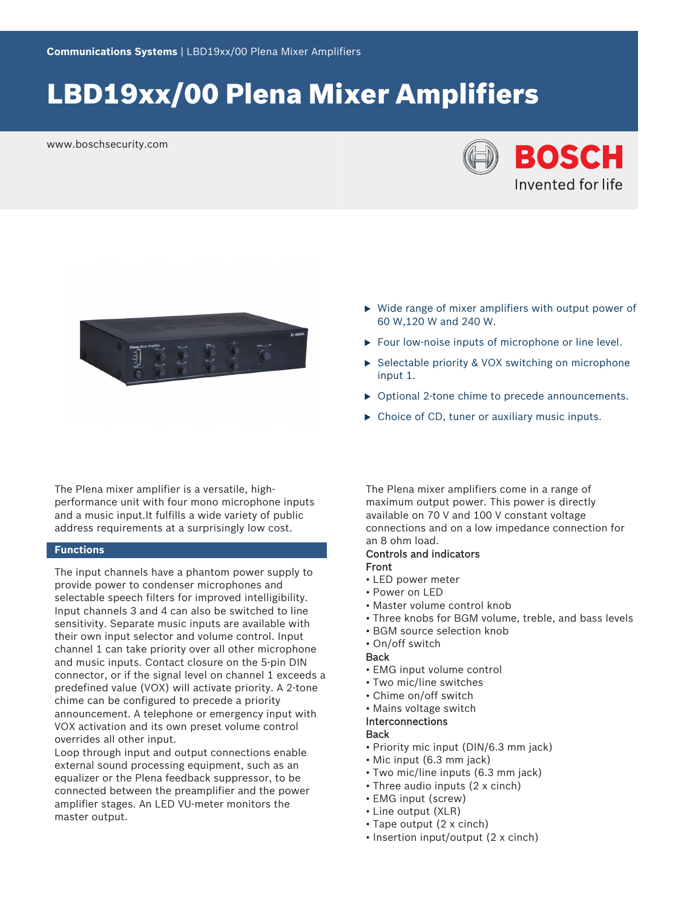Communications Systems | LBD19xx/00 Plena Mixer Amplifiers

# LBD19xx/00 Plena Mixer Amplifiers

www.boschsecurity.com

- Wide range of mixer amplifiers with output power of 60 W,120 W and 240 W.
- Four low-noise inputs of microphone or line level.
- Selectable priority & VOX switching on microphone input 1.
- Optional 2-tone chime to precede announcements.
- Choice of CD, tuner or auxiliary music inputs.

The Plena mixer amplifier is a versatile, high-performance unit with four mono microphone inputs and a music input.It fulfills a wide variety of public address requirements at a surprisingly low cost.

## Functions

The input channels have a phantom power supply to provide power to condenser microphones and selectable speech filters for improved intelligibility. Input channels 3 and 4 can also be switched to line sensitivity. Separate music inputs are available with their own input selector and volume control. Input channel 1 can take priority over all other microphone and music inputs. Contact closure on the 5-pin DIN connector, or if the signal level on channel 1 exceeds a predefined value (VOX) will activate priority. A 2-tone chime can be configured to precede a priority announcement. A telephone or emergency input with VOX activation and its own preset volume control overrides all other input.

Loop through input and output connections enable external sound processing equipment, such as an equalizer or the Plena feedback suppressor, to be connected between the preamplifier and the power amplifier stages. An LED VU-meter monitors the master output.

The Plena mixer amplifiers come in a range of maximum output power. This power is directly available on 70 V and 100 V constant voltage connections and on a low impedance connection for an 8 ohm load.

### Controls and indicators

#### Front

- LED power meter
- Power on LED
- Master volume control knob
- Three knobs for BGM volume, treble, and bass levels
- BGM source selection knob
- On/off switch

#### Back

- EMG input volume control
- Two mic/line switches
- Chime on/off switch
- Mains voltage switch

### Interconnections

#### Back

- Priority mic input (DIN/6.3 mm jack)
- Mic input (6.3 mm jack)
- Two mic/line inputs (6.3 mm jack)
- Three audio inputs (2 x cinch)
- EMG input (screw)
- Line output (XLR)
- Tape output (2 x cinch)
- Insertion input/output (2 x cinch)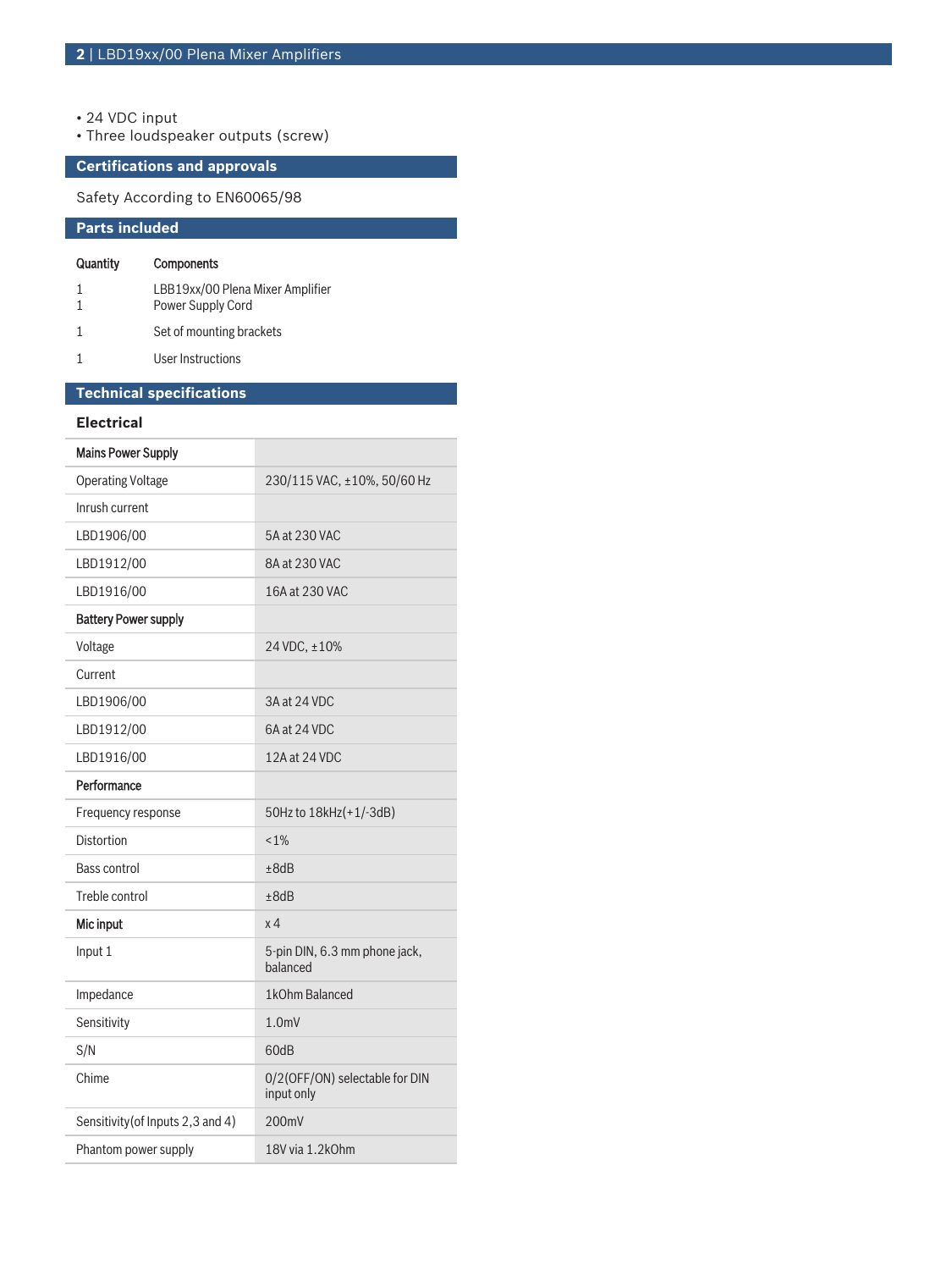- 24 VDC input
- Three loudspeaker outputs (screw)

## Certifications and approvals

Safety According to EN60065/98

## Parts included

| Quantity | Components |
| --- | --- |
| 1 | LBB19xx/00 Plena Mixer Amplifier |
| 1 | Power Supply Cord |
| 1 | Set of mounting brackets |
| 1 | User Instructions |

## Technical specifications

### Electrical

| | |
| --- | --- |
| **Mains Power Supply** | |
| Operating Voltage | 230/115 VAC, ±10%, 50/60 Hz |
| Inrush current | |
| LBD1906/00 | 5A at 230 VAC |
| LBD1912/00 | 8A at 230 VAC |
| LBD1916/00 | 16A at 230 VAC |
| **Battery Power supply** | |
| Voltage | 24 VDC, ±10% |
| Current | |
| LBD1906/00 | 3A at 24 VDC |
| LBD1912/00 | 6A at 24 VDC |
| LBD1916/00 | 12A at 24 VDC |
| **Performance** | |
| Frequency response | 50Hz to 18kHz(+1/-3dB) |
| Distortion | <1% |
| Bass control | ±8dB |
| Treble control | ±8dB |
| **Mic input** | x 4 |
| Input 1 | 5-pin DIN, 6.3 mm phone jack, balanced |
| Impedance | 1kOhm Balanced |
| Sensitivity | 1.0mV |
| S/N | 60dB |
| Chime | 0/2(OFF/ON) selectable for DIN input only |
| Sensitivity(of Inputs 2,3 and 4) | 200mV |
| Phantom power supply | 18V via 1.2kOhm |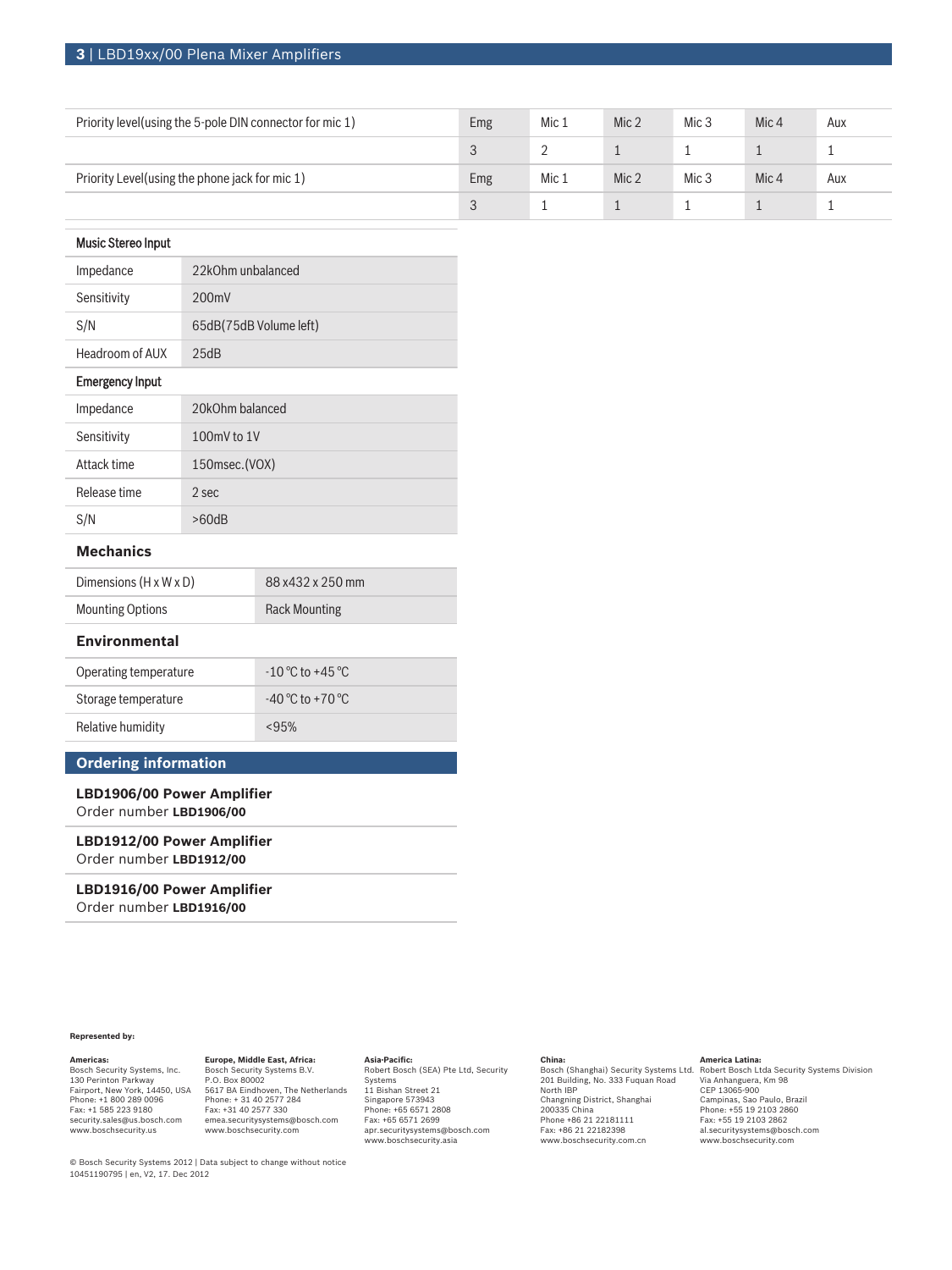| | | | | | | |
|---|---|---|---|---|---|---|
| Priority level(using the 5-pole DIN connector for mic 1) | Emg | Mic 1 | Mic 2 | Mic 3 | Mic 4 | Aux |
| | 3 | 2 | 1 | 1 | 1 | 1 |
| Priority Level(using the phone jack for mic 1) | Emg | Mic 1 | Mic 2 | Mic 3 | Mic 4 | Aux |
| | 3 | 1 | 1 | 1 | 1 | 1 |

| Music Stereo Input | |
|---|---|
| Impedance | 22kOhm unbalanced |
| Sensitivity | 200mV |
| S/N | 65dB(75dB Volume left) |
| Headroom of AUX | 25dB |

| Emergency Input | |
|---|---|
| Impedance | 20kOhm balanced |
| Sensitivity | 100mV to 1V |
| Attack time | 150msec.(VOX) |
| Release time | 2 sec |
| S/N | >60dB |

## Mechanics

| | |
|---|---|
| Dimensions (H x W x D) | 88 x432 x 250 mm |
| Mounting Options | Rack Mounting |

## Environmental

| | |
|---|---|
| Operating temperature | -10 °C to +45 °C |
| Storage temperature | -40 °C to +70 °C |
| Relative humidity | <95% |

## Ordering information

**LBD1906/00 Power Amplifier**
Order number **LBD1906/00**

**LBD1912/00 Power Amplifier**
Order number **LBD1912/00**

**LBD1916/00 Power Amplifier**
Order number **LBD1916/00**

**Represented by:**

**Americas:**
Bosch Security Systems, Inc.
130 Perinton Parkway
Fairport, New York, 14450, USA
Phone: +1 800 289 0096
Fax: +1 585 223 9180
security.sales@us.bosch.com
www.boschsecurity.us

**Europe, Middle East, Africa:**
Bosch Security Systems B.V.
P.O. Box 80002
5617 BA Eindhoven, The Netherlands
Phone: + 31 40 2577 284
Fax: +31 40 2577 330
emea.securitysystems@bosch.com
www.boschsecurity.com

**Asia-Pacific:**
Robert Bosch (SEA) Pte Ltd, Security Systems
11 Bishan Street 21
Singapore 573943
Phone: +65 6571 2808
Fax: +65 6571 2699
apr.securitysystems@bosch.com
www.boschsecurity.asia

**China:**
Bosch (Shanghai) Security Systems Ltd.
201 Building, No. 333 Fuquan Road
North IBP
Changning District, Shanghai
200335 China
Phone +86 21 22181111
Fax: +86 21 22182398
www.boschsecurity.com.cn

**America Latina:**
Robert Bosch Ltda Security Systems Division
Via Anhanguera, Km 98
CEP 13065-900
Campinas, Sao Paulo, Brazil
Phone: +55 19 2103 2860
Fax: +55 19 2103 2862
al.securitysystems@bosch.com
www.boschsecurity.com

© Bosch Security Systems 2012 | Data subject to change without notice
10451190795 | en, V2, 17. Dec 2012